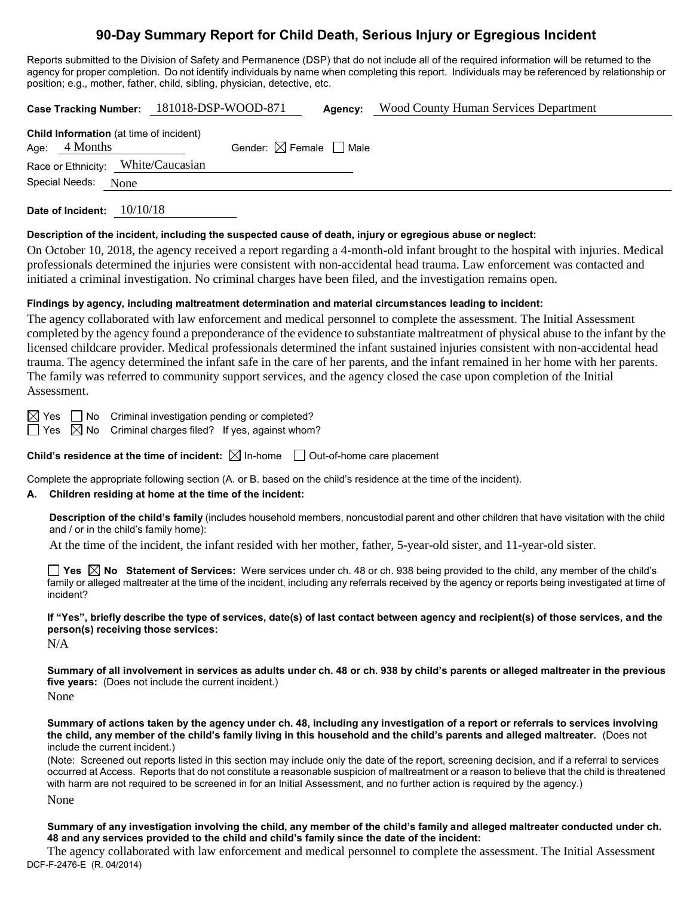# 90-Day Summary Report for Child Death, Serious Injury or Egregious Incident

Reports submitted to the Division of Safety and Permanence (DSP) that do not include all of the required information will be returned to the agency for proper completion. Do not identify individuals by name when completing this report. Individuals may be referenced by relationship or position; e.g., mother, father, child, sibling, physician, detective, etc.

**Case Tracking Number:** 181018-DSP-WOOD-871 **Agency:** Wood County Human Services Department

**Child Information** (at time of incident)

Age: 4 Months Gender: ☒ Female ☐ Male

Race or Ethnicity: White/Caucasian

Special Needs: None

**Date of Incident:** 10/10/18

**Description of the incident, including the suspected cause of death, injury or egregious abuse or neglect:**

On October 10, 2018, the agency received a report regarding a 4-month-old infant brought to the hospital with injuries. Medical professionals determined the injuries were consistent with non-accidental head trauma. Law enforcement was contacted and initiated a criminal investigation. No criminal charges have been filed, and the investigation remains open.

**Findings by agency, including maltreatment determination and material circumstances leading to incident:**

The agency collaborated with law enforcement and medical personnel to complete the assessment. The Initial Assessment completed by the agency found a preponderance of the evidence to substantiate maltreatment of physical abuse to the infant by the licensed childcare provider. Medical professionals determined the infant sustained injuries consistent with non-accidental head trauma. The agency determined the infant safe in the care of her parents, and the infant remained in her home with her parents. The family was referred to community support services, and the agency closed the case upon completion of the Initial Assessment.

☒ Yes ☐ No Criminal investigation pending or completed?

☐ Yes ☒ No Criminal charges filed? If yes, against whom?

**Child's residence at the time of incident:** ☒ In-home ☐ Out-of-home care placement

Complete the appropriate following section (A. or B. based on the child's residence at the time of the incident).

**A. Children residing at home at the time of the incident:**

**Description of the child's family** (includes household members, noncustodial parent and other children that have visitation with the child and / or in the child's family home):

At the time of the incident, the infant resided with her mother, father, 5-year-old sister, and 11-year-old sister.

☐ **Yes** ☒ **No Statement of Services:** Were services under ch. 48 or ch. 938 being provided to the child, any member of the child's family or alleged maltreater at the time of the incident, including any referrals received by the agency or reports being investigated at time of incident?

**If "Yes", briefly describe the type of services, date(s) of last contact between agency and recipient(s) of those services, and the person(s) receiving those services:**

N/A

**Summary of all involvement in services as adults under ch. 48 or ch. 938 by child's parents or alleged maltreater in the previous five years:** (Does not include the current incident.)

None

**Summary of actions taken by the agency under ch. 48, including any investigation of a report or referrals to services involving the child, any member of the child's family living in this household and the child's parents and alleged maltreater.** (Does not include the current incident.)

(Note: Screened out reports listed in this section may include only the date of the report, screening decision, and if a referral to services occurred at Access. Reports that do not constitute a reasonable suspicion of maltreatment or a reason to believe that the child is threatened with harm are not required to be screened in for an Initial Assessment, and no further action is required by the agency.)

None

**Summary of any investigation involving the child, any member of the child's family and alleged maltreater conducted under ch. 48 and any services provided to the child and child's family since the date of the incident:**

The agency collaborated with law enforcement and medical personnel to complete the assessment. The Initial Assessment

DCF-F-2476-E (R. 04/2014)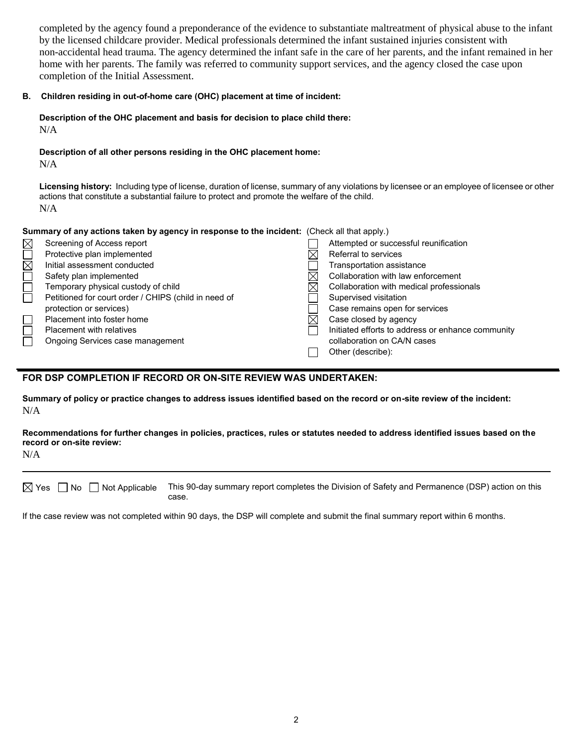completed by the agency found a preponderance of the evidence to substantiate maltreatment of physical abuse to the infant by the licensed childcare provider. Medical professionals determined the infant sustained injuries consistent with non-accidental head trauma. The agency determined the infant safe in the care of her parents, and the infant remained in her home with her parents. The family was referred to community support services, and the agency closed the case upon completion of the Initial Assessment.

**B. Children residing in out-of-home care (OHC) placement at time of incident:**

**Description of the OHC placement and basis for decision to place child there:**
N/A

**Description of all other persons residing in the OHC placement home:**
N/A

**Licensing history:** Including type of license, duration of license, summary of any violations by licensee or an employee of licensee or other actions that constitute a substantial failure to protect and promote the welfare of the child.
N/A

**Summary of any actions taken by agency in response to the incident:** (Check all that apply.)

- ☒ Screening of Access report
- ☐ Protective plan implemented
- ☒ Initial assessment conducted
- ☐ Safety plan implemented
- ☐ Temporary physical custody of child
- ☐ Petitioned for court order / CHIPS (child in need of protection or services)
- ☐ Placement into foster home
- ☐ Placement with relatives
- ☐ Ongoing Services case management
- ☐ Attempted or successful reunification
- ☒ Referral to services
- ☐ Transportation assistance
- ☒ Collaboration with law enforcement
- ☒ Collaboration with medical professionals
- ☐ Supervised visitation
- ☐ Case remains open for services
- ☒ Case closed by agency
- ☐ Initiated efforts to address or enhance community collaboration on CA/N cases
- ☐ Other (describe):

## FOR DSP COMPLETION IF RECORD OR ON-SITE REVIEW WAS UNDERTAKEN:

**Summary of policy or practice changes to address issues identified based on the record or on-site review of the incident:**
N/A

**Recommendations for further changes in policies, practices, rules or statutes needed to address identified issues based on the record or on-site review:**
N/A

☒ Yes ☐ No ☐ Not Applicable This 90-day summary report completes the Division of Safety and Permanence (DSP) action on this case.

If the case review was not completed within 90 days, the DSP will complete and submit the final summary report within 6 months.